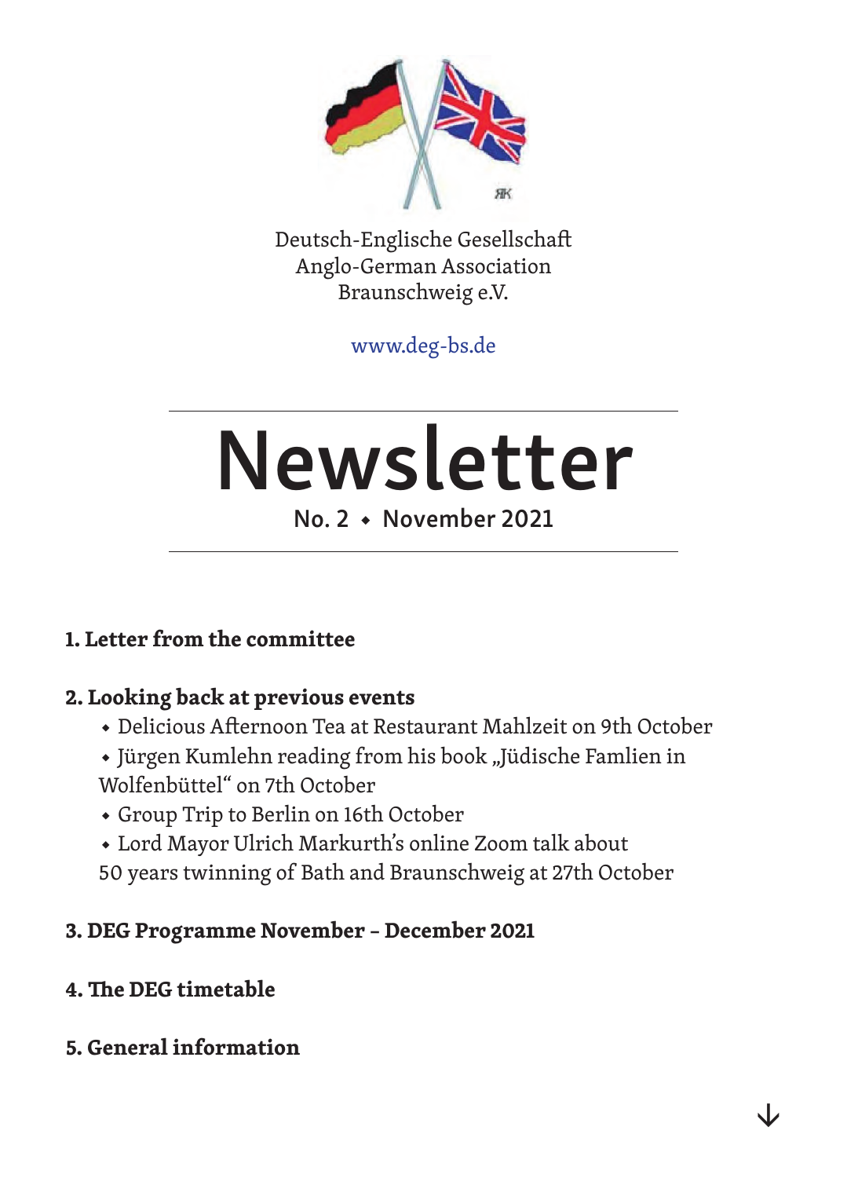Deutsch-Englische Gesellschaft
Anglo-German Association
Braunschweig e.V.

www.deg-bs.de

# Newsletter

No. 2 ◆ November 2021

**1. Letter from the committee**

**2. Looking back at previous events**

- Delicious Afternoon Tea at Restaurant Mahlzeit on 9th October
- Jürgen Kumlehn reading from his book „Jüdische Famlien in Wolfenbüttel" on 7th October
- Group Trip to Berlin on 16th October
- Lord Mayor Ulrich Markurth's online Zoom talk about 50 years twinning of Bath and Braunschweig at 27th October

**3. DEG Programme November – December 2021**

**4. The DEG timetable**

**5. General information**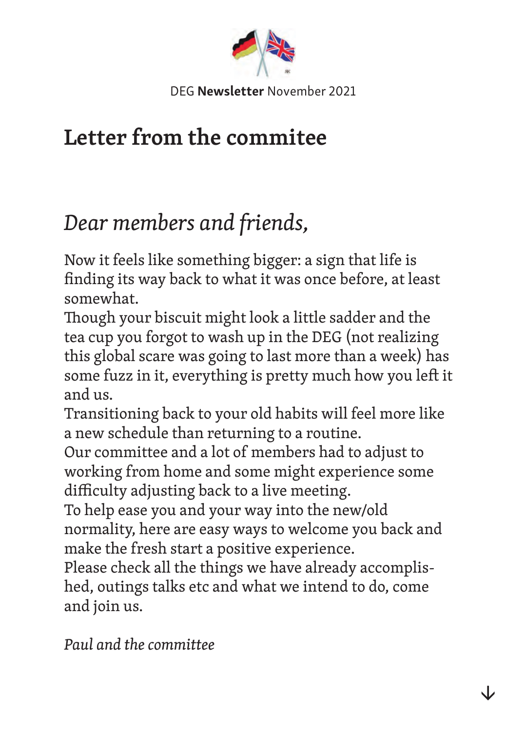DEG **Newsletter** November 2021

# Letter from the commitee

## *Dear members and friends,*

Now it feels like something bigger: a sign that life is finding its way back to what it was once before, at least somewhat.
Though your biscuit might look a little sadder and the tea cup you forgot to wash up in the DEG (not realizing this global scare was going to last more than a week) has some fuzz in it, everything is pretty much how you left it and us.
Transitioning back to your old habits will feel more like a new schedule than returning to a routine.
Our committee and a lot of members had to adjust to working from home and some might experience some difficulty adjusting back to a live meeting.
To help ease you and your way into the new/old normality, here are easy ways to welcome you back and make the fresh start a positive experience.
Please check all the things we have already accomplished, outings talks etc and what we intend to do, come and join us.

*Paul and the committee*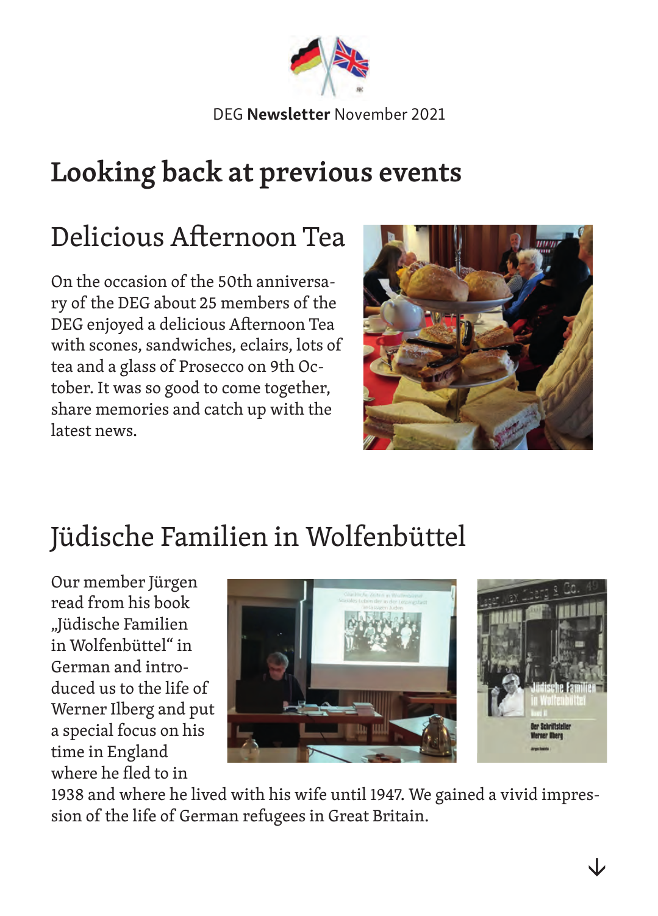DEG **Newsletter** November 2021

# Looking back at previous events

## Delicious Afternoon Tea

On the occasion of the 50th anniversary of the DEG about 25 members of the DEG enjoyed a delicious Afternoon Tea with scones, sandwiches, eclairs, lots of tea and a glass of Prosecco on 9th October. It was so good to come together, share memories and catch up with the latest news.

## Jüdische Familien in Wolfenbüttel

Our member Jürgen read from his book „Jüdische Familien in Wolfenbüttel" in German and introduced us to the life of Werner Ilberg and put a special focus on his time in England where he fled to in 1938 and where he lived with his wife until 1947. We gained a vivid impression of the life of German refugees in Great Britain.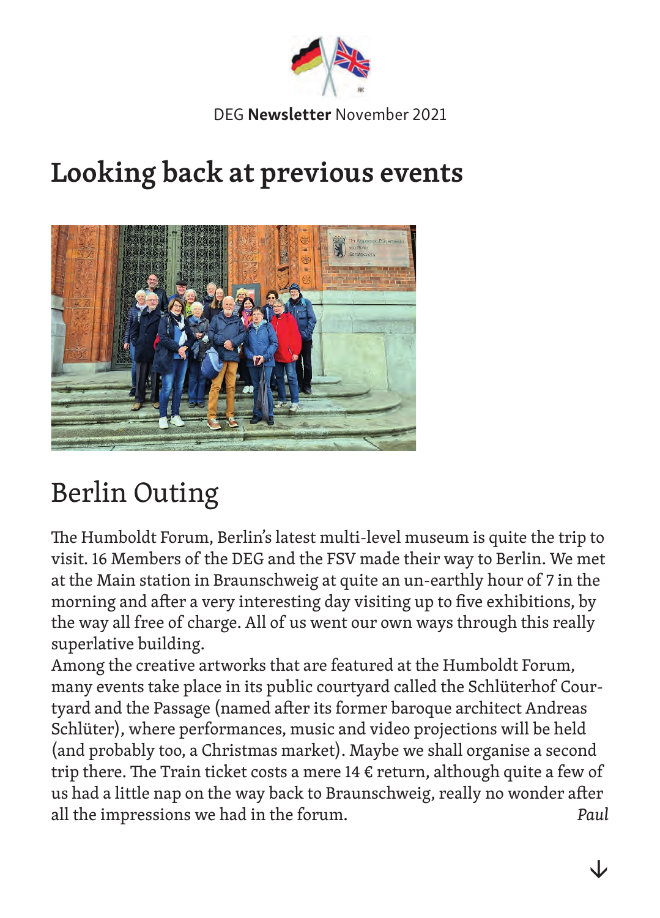# Looking back at previous events

## Berlin Outing

The Humboldt Forum, Berlin's latest multi-level museum is quite the trip to visit. 16 Members of the DEG and the FSV made their way to Berlin. We met at the Main station in Braunschweig at quite an un-earthly hour of 7 in the morning and after a very interesting day visiting up to five exhibitions, by the way all free of charge. All of us went our own ways through this really superlative building.
Among the creative artworks that are featured at the Humboldt Forum, many events take place in its public courtyard called the Schlüterhof Courtyard and the Passage (named after its former baroque architect Andreas Schlüter), where performances, music and video projections will be held (and probably too, a Christmas market). Maybe we shall organise a second trip there. The Train ticket costs a mere 14 € return, although quite a few of us had a little nap on the way back to Braunschweig, really no wonder after all the impressions we had in the forum. *Paul*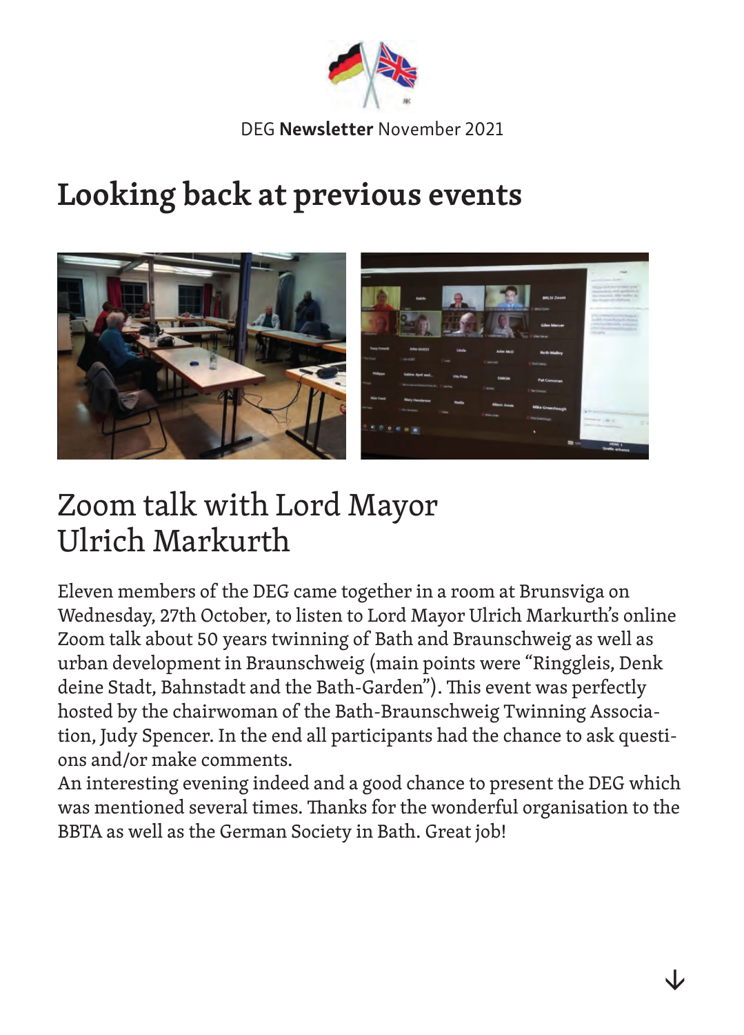# Looking back at previous events

## Zoom talk with Lord Mayor Ulrich Markurth

Eleven members of the DEG came together in a room at Brunsviga on Wednesday, 27th October, to listen to Lord Mayor Ulrich Markurth's online Zoom talk about 50 years twinning of Bath and Braunschweig as well as urban development in Braunschweig (main points were "Ringgleis, Denk deine Stadt, Bahnstadt and the Bath-Garden"). This event was perfectly hosted by the chairwoman of the Bath-Braunschweig Twinning Association, Judy Spencer. In the end all participants had the chance to ask questions and/or make comments.
An interesting evening indeed and a good chance to present the DEG which was mentioned several times. Thanks for the wonderful organisation to the BBTA as well as the German Society in Bath. Great job!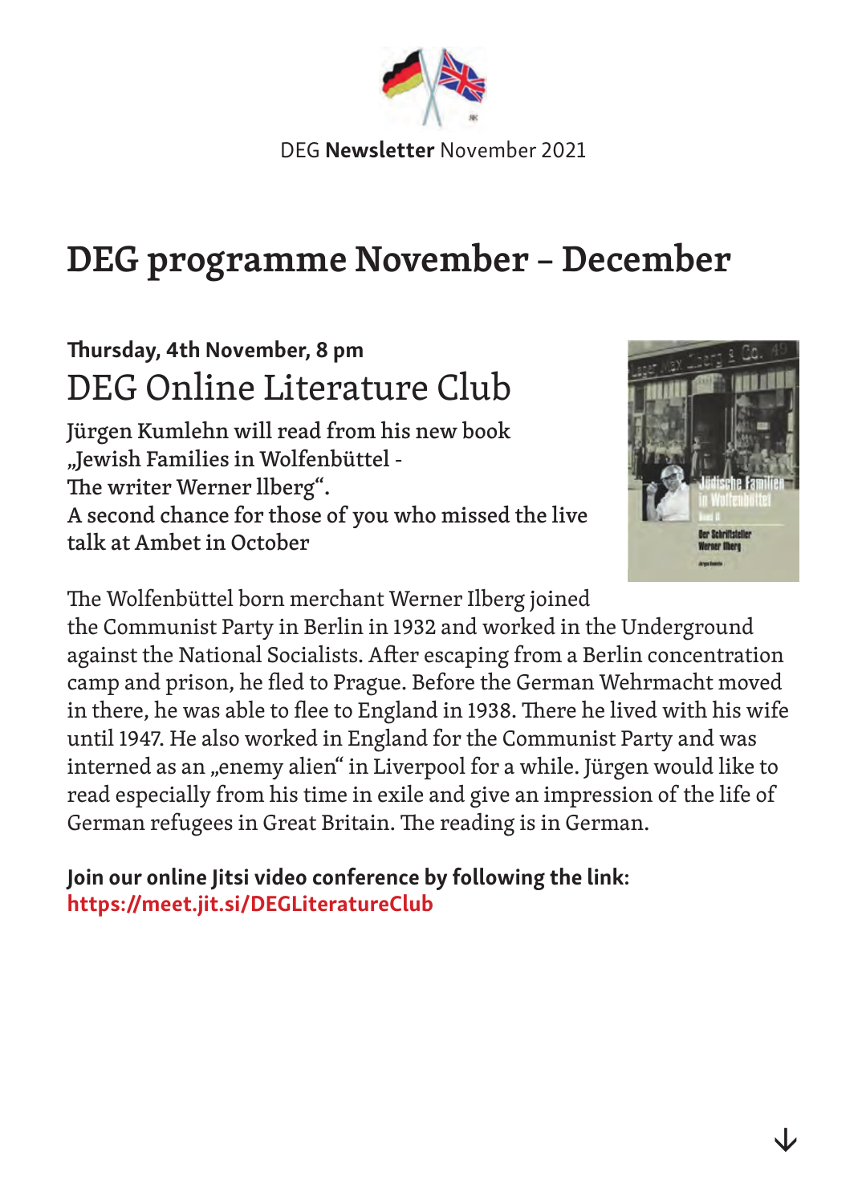DEG **Newsletter** November 2021

# DEG programme November – December

**Thursday, 4th November, 8 pm**

## DEG Online Literature Club

Jürgen Kumlehn will read from his new book „Jewish Families in Wolfenbüttel - The writer Werner llberg“.
A second chance for those of you who missed the live talk at Ambet in October

The Wolfenbüttel born merchant Werner Ilberg joined the Communist Party in Berlin in 1932 and worked in the Underground against the National Socialists. After escaping from a Berlin concentration camp and prison, he fled to Prague. Before the German Wehrmacht moved in there, he was able to flee to England in 1938. There he lived with his wife until 1947. He also worked in England for the Communist Party and was interned as an „enemy alien“ in Liverpool for a while. Jürgen would like to read especially from his time in exile and give an impression of the life of German refugees in Great Britain. The reading is in German.

**Join our online Jitsi video conference by following the link:**
**https://meet.jit.si/DEGLiteratureClub**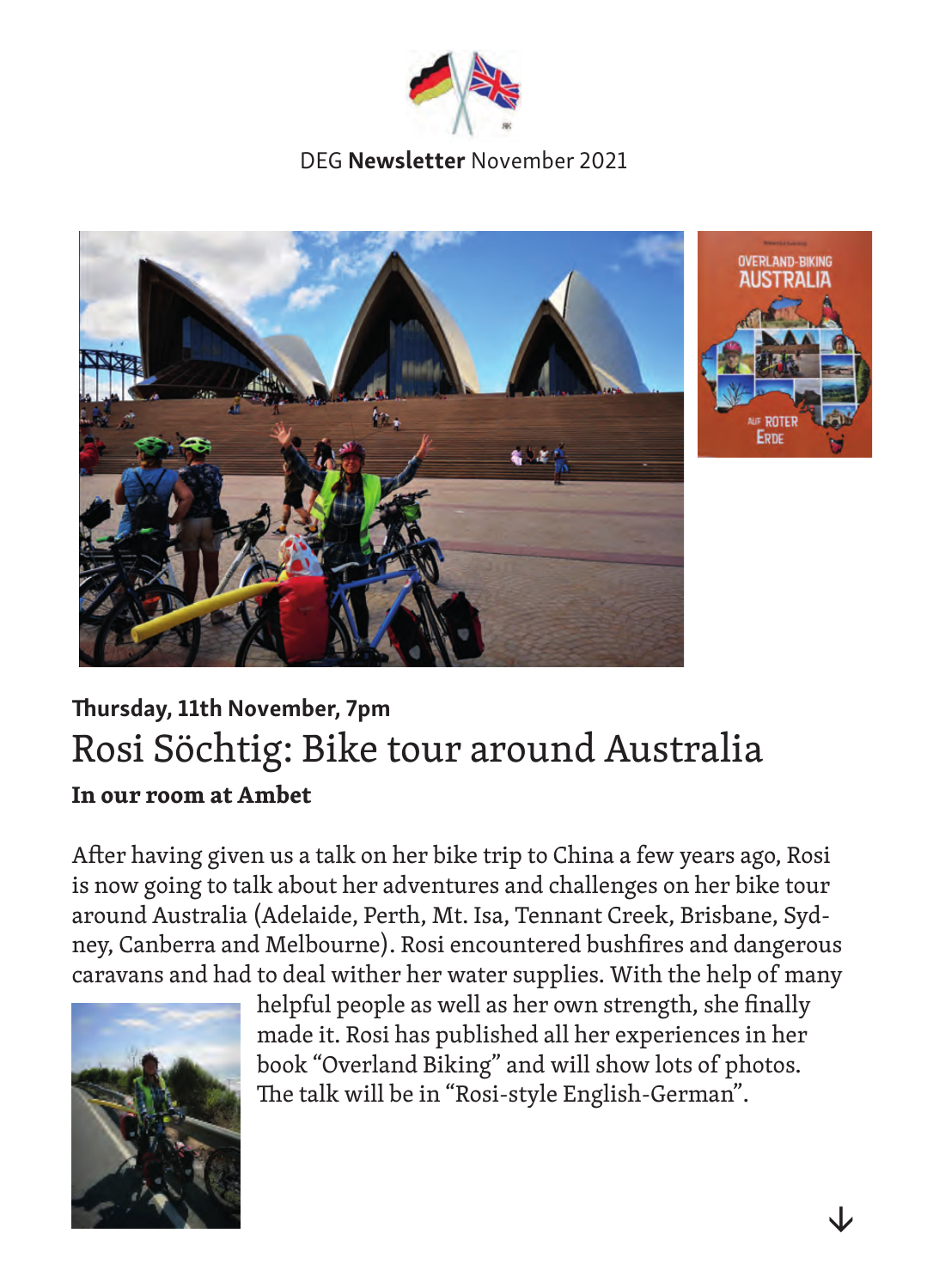DEG **Newsletter** November 2021

**Thursday, 11th November, 7pm**

# Rosi Söchtig: Bike tour around Australia

**In our room at Ambet**

After having given us a talk on her bike trip to China a few years ago, Rosi is now going to talk about her adventures and challenges on her bike tour around Australia (Adelaide, Perth, Mt. Isa, Tennant Creek, Brisbane, Sydney, Canberra and Melbourne). Rosi encountered bushfires and dangerous caravans and had to deal wither her water supplies. With the help of many helpful people as well as her own strength, she finally made it. Rosi has published all her experiences in her book "Overland Biking" and will show lots of photos. The talk will be in "Rosi-style English-German".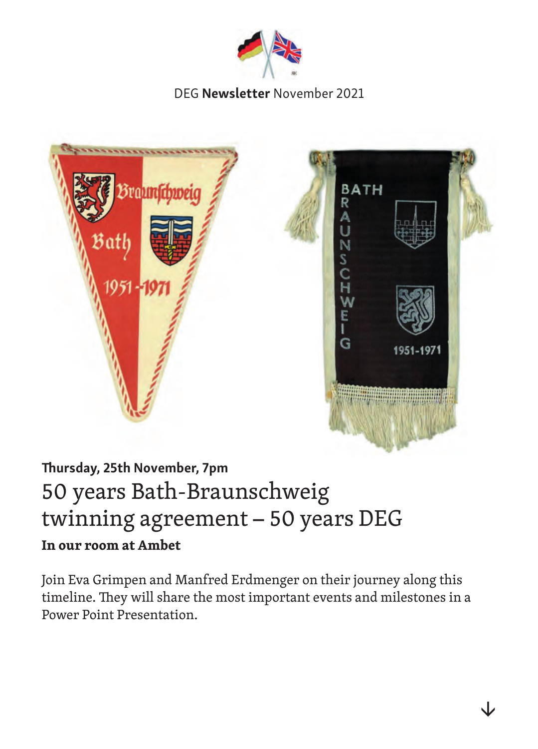DEG **Newsletter** November 2021

**Thursday, 25th November, 7pm**

# 50 years Bath-Braunschweig twinning agreement – 50 years DEG

**In our room at Ambet**

Join Eva Grimpen and Manfred Erdmenger on their journey along this timeline. They will share the most important events and milestones in a Power Point Presentation.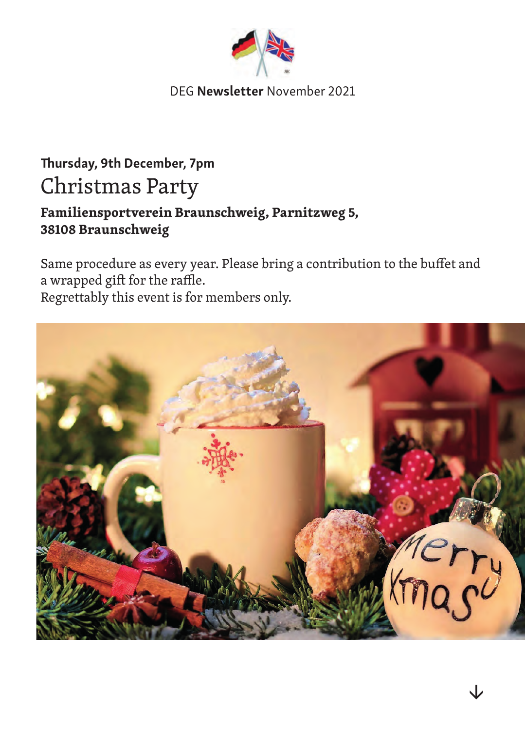Thursday, 9th December, 7pm

# Christmas Party

**Familiensportverein Braunschweig, Parnitzweg 5, 38108 Braunschweig**

Same procedure as every year. Please bring a contribution to the buffet and a wrapped gift for the raffle.
Regrettably this event is for members only.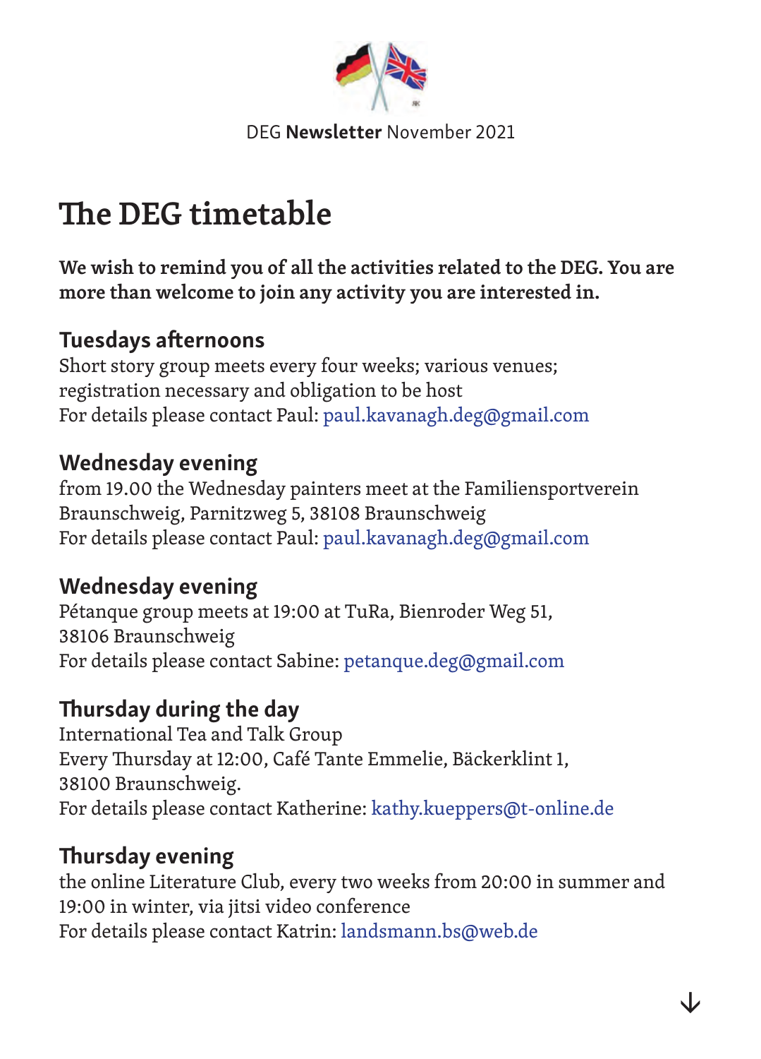DEG **Newsletter** November 2021

# The DEG timetable

**We wish to remind you of all the activities related to the DEG. You are more than welcome to join any activity you are interested in.**

### Tuesdays afternoons

Short story group meets every four weeks; various venues; registration necessary and obligation to be host
For details please contact Paul: paul.kavanagh.deg@gmail.com

### Wednesday evening

from 19.00 the Wednesday painters meet at the Familiensportverein Braunschweig, Parnitzweg 5, 38108 Braunschweig
For details please contact Paul: paul.kavanagh.deg@gmail.com

### Wednesday evening

Pétanque group meets at 19:00 at TuRa, Bienroder Weg 51, 38106 Braunschweig
For details please contact Sabine: petanque.deg@gmail.com

### Thursday during the day

International Tea and Talk Group
Every Thursday at 12:00, Café Tante Emmelie, Bäckerklint 1, 38100 Braunschweig.
For details please contact Katherine: kathy.kueppers@t-online.de

### Thursday evening

the online Literature Club, every two weeks from 20:00 in summer and 19:00 in winter, via jitsi video conference
For details please contact Katrin: landsmann.bs@web.de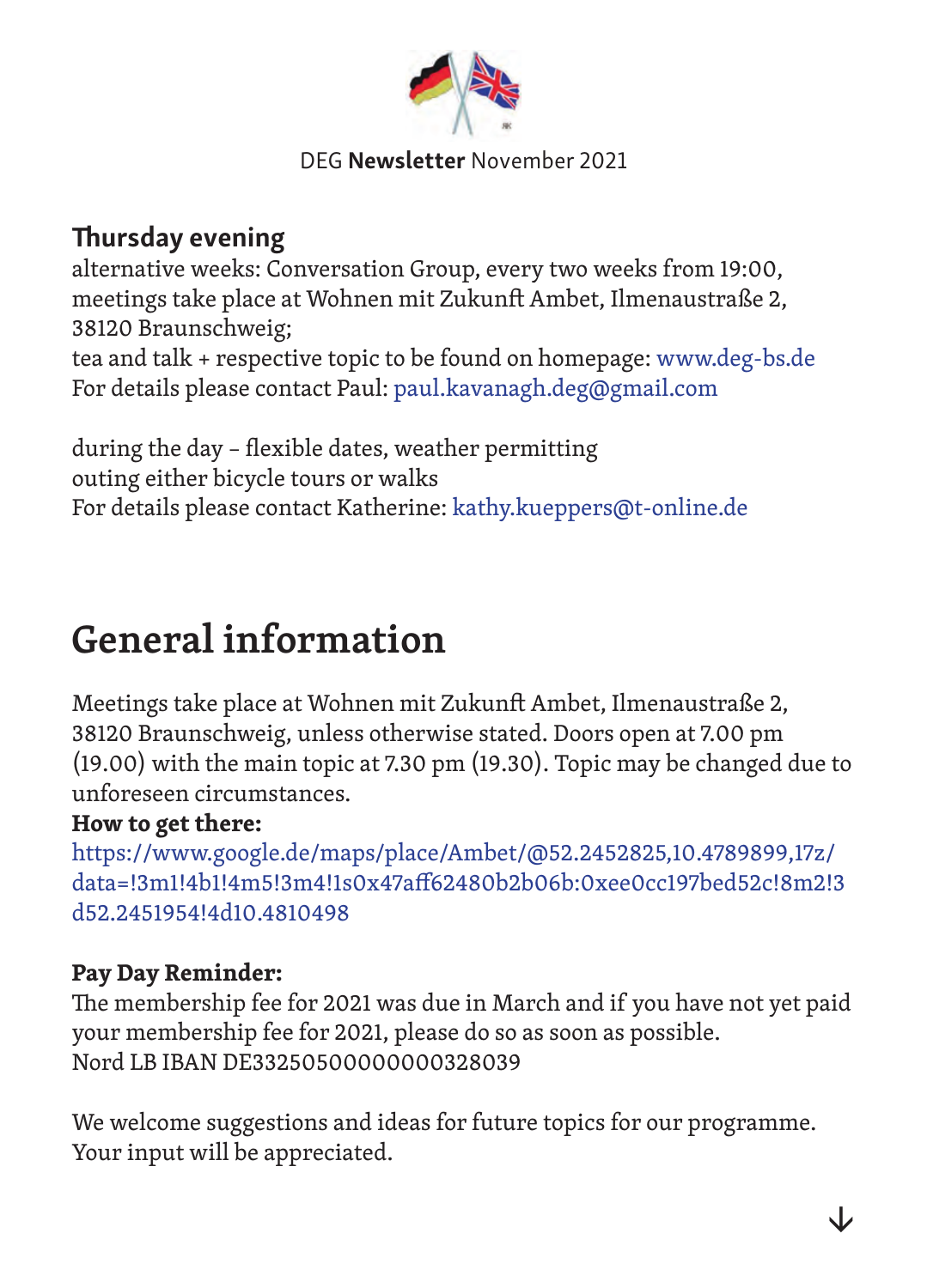DEG **Newsletter** November 2021

**Thursday evening**
alternative weeks: Conversation Group, every two weeks from 19:00, meetings take place at Wohnen mit Zukunft Ambet, Ilmenaustraße 2, 38120 Braunschweig;
tea and talk + respective topic to be found on homepage: www.deg-bs.de
For details please contact Paul: paul.kavanagh.deg@gmail.com

during the day – flexible dates, weather permitting
outing either bicycle tours or walks
For details please contact Katherine: kathy.kueppers@t-online.de

# General information

Meetings take place at Wohnen mit Zukunft Ambet, Ilmenaustraße 2, 38120 Braunschweig, unless otherwise stated. Doors open at 7.00 pm (19.00) with the main topic at 7.30 pm (19.30). Topic may be changed due to unforeseen circumstances.

**How to get there:**
https://www.google.de/maps/place/Ambet/@52.2452825,10.4789899,17z/data=!3m1!4b1!4m5!3m4!1s0x47aff62480b2b06b:0xee0cc197bed52c!8m2!3d52.2451954!4d10.4810498

**Pay Day Reminder:**
The membership fee for 2021 was due in March and if you have not yet paid your membership fee for 2021, please do so as soon as possible.
Nord LB IBAN DE33250500000000328039

We welcome suggestions and ideas for future topics for our programme. Your input will be appreciated.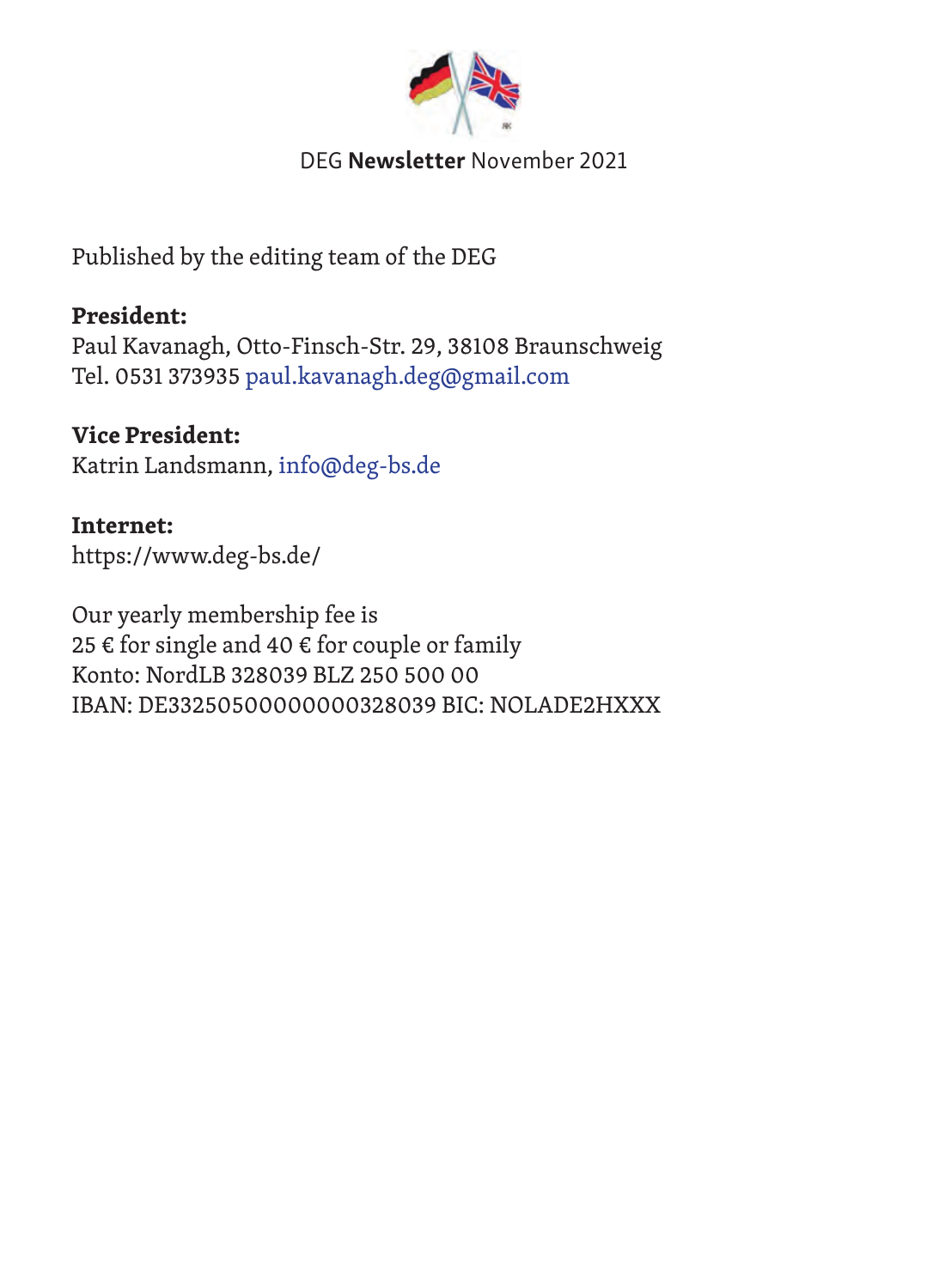DEG **Newsletter** November 2021

Published by the editing team of the DEG

**President:**
Paul Kavanagh, Otto-Finsch-Str. 29, 38108 Braunschweig
Tel. 0531 373935 paul.kavanagh.deg@gmail.com

**Vice President:**
Katrin Landsmann, info@deg-bs.de

**Internet:**
https://www.deg-bs.de/

Our yearly membership fee is
25 € for single and 40 € for couple or family
Konto: NordLB 328039 BLZ 250 500 00
IBAN: DE33250500000000328039 BIC: NOLADE2HXXX